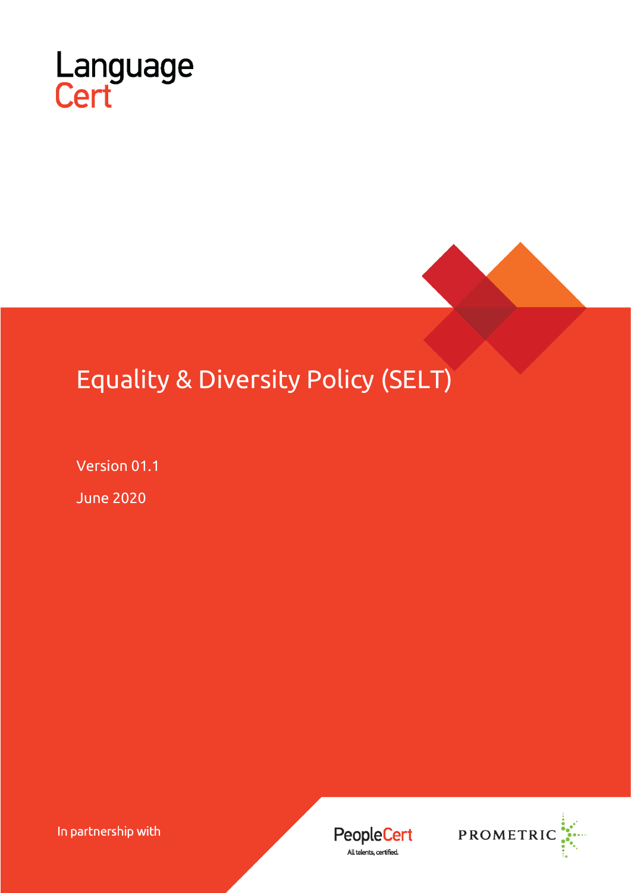Language
Cert

# Equality & Diversity Policy (SELT)

Version 01.1

June 2020

In partnership with

PeopleCert
All talents, certified.

PROMETRIC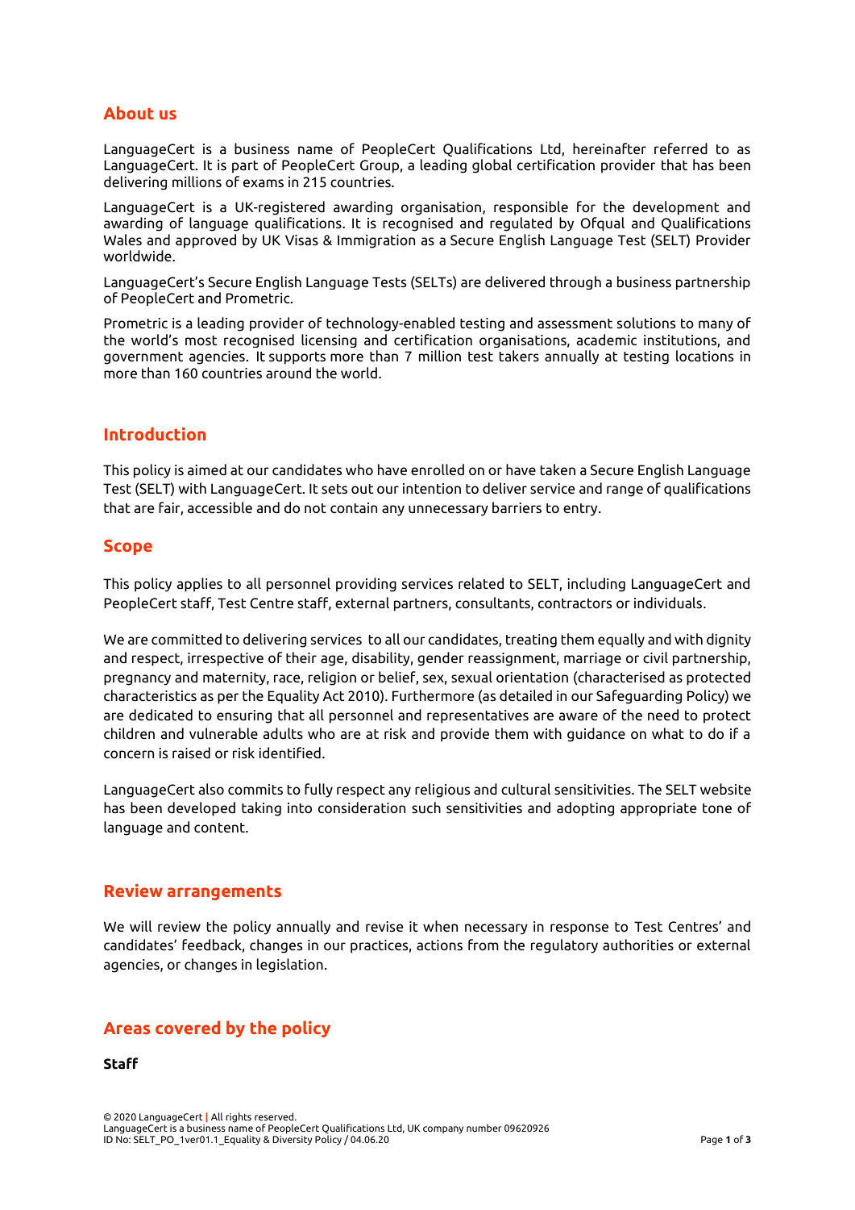## About us

LanguageCert is a business name of PeopleCert Qualifications Ltd, hereinafter referred to as LanguageCert. It is part of PeopleCert Group, a leading global certification provider that has been delivering millions of exams in 215 countries.

LanguageCert is a UK-registered awarding organisation, responsible for the development and awarding of language qualifications. It is recognised and regulated by Ofqual and Qualifications Wales and approved by UK Visas & Immigration as a Secure English Language Test (SELT) Provider worldwide.

LanguageCert's Secure English Language Tests (SELTs) are delivered through a business partnership of PeopleCert and Prometric.

Prometric is a leading provider of technology-enabled testing and assessment solutions to many of the world's most recognised licensing and certification organisations, academic institutions, and government agencies. It supports more than 7 million test takers annually at testing locations in more than 160 countries around the world.

## Introduction

This policy is aimed at our candidates who have enrolled on or have taken a Secure English Language Test (SELT) with LanguageCert. It sets out our intention to deliver service and range of qualifications that are fair, accessible and do not contain any unnecessary barriers to entry.

## Scope

This policy applies to all personnel providing services related to SELT, including LanguageCert and PeopleCert staff, Test Centre staff, external partners, consultants, contractors or individuals.

We are committed to delivering services to all our candidates, treating them equally and with dignity and respect, irrespective of their age, disability, gender reassignment, marriage or civil partnership, pregnancy and maternity, race, religion or belief, sex, sexual orientation (characterised as protected characteristics as per the Equality Act 2010). Furthermore (as detailed in our Safeguarding Policy) we are dedicated to ensuring that all personnel and representatives are aware of the need to protect children and vulnerable adults who are at risk and provide them with guidance on what to do if a concern is raised or risk identified.

LanguageCert also commits to fully respect any religious and cultural sensitivities. The SELT website has been developed taking into consideration such sensitivities and adopting appropriate tone of language and content.

## Review arrangements

We will review the policy annually and revise it when necessary in response to Test Centres' and candidates' feedback, changes in our practices, actions from the regulatory authorities or external agencies, or changes in legislation.

## Areas covered by the policy

**Staff**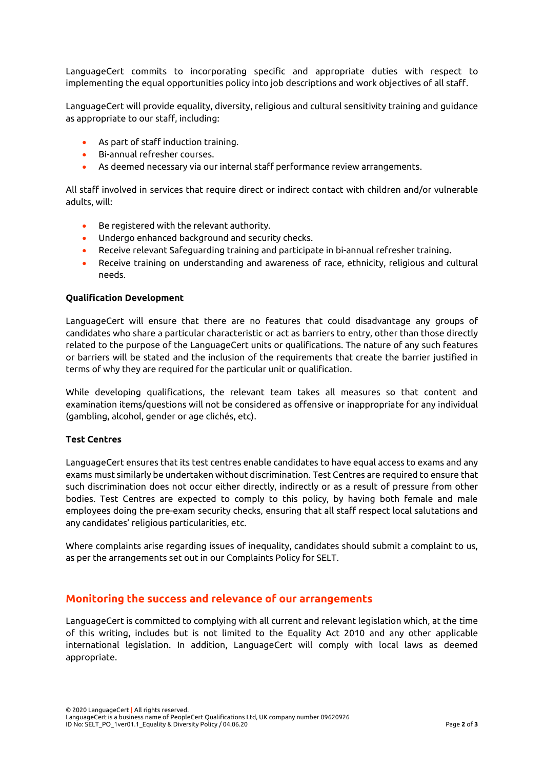LanguageCert commits to incorporating specific and appropriate duties with respect to implementing the equal opportunities policy into job descriptions and work objectives of all staff.

LanguageCert will provide equality, diversity, religious and cultural sensitivity training and guidance as appropriate to our staff, including:

- As part of staff induction training.
- Bi-annual refresher courses.
- As deemed necessary via our internal staff performance review arrangements.

All staff involved in services that require direct or indirect contact with children and/or vulnerable adults, will:

- Be registered with the relevant authority.
- Undergo enhanced background and security checks.
- Receive relevant Safeguarding training and participate in bi-annual refresher training.
- Receive training on understanding and awareness of race, ethnicity, religious and cultural needs.

**Qualification Development**

LanguageCert will ensure that there are no features that could disadvantage any groups of candidates who share a particular characteristic or act as barriers to entry, other than those directly related to the purpose of the LanguageCert units or qualifications. The nature of any such features or barriers will be stated and the inclusion of the requirements that create the barrier justified in terms of why they are required for the particular unit or qualification.

While developing qualifications, the relevant team takes all measures so that content and examination items/questions will not be considered as offensive or inappropriate for any individual (gambling, alcohol, gender or age clichés, etc).

**Test Centres**

LanguageCert ensures that its test centres enable candidates to have equal access to exams and any exams must similarly be undertaken without discrimination. Test Centres are required to ensure that such discrimination does not occur either directly, indirectly or as a result of pressure from other bodies. Test Centres are expected to comply to this policy, by having both female and male employees doing the pre-exam security checks, ensuring that all staff respect local salutations and any candidates' religious particularities, etc.

Where complaints arise regarding issues of inequality, candidates should submit a complaint to us, as per the arrangements set out in our Complaints Policy for SELT.

## Monitoring the success and relevance of our arrangements

LanguageCert is committed to complying with all current and relevant legislation which, at the time of this writing, includes but is not limited to the Equality Act 2010 and any other applicable international legislation. In addition, LanguageCert will comply with local laws as deemed appropriate.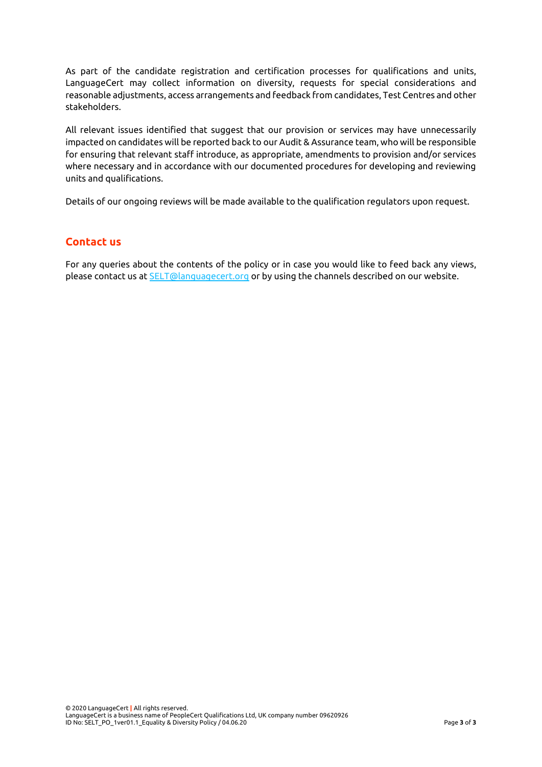As part of the candidate registration and certification processes for qualifications and units, LanguageCert may collect information on diversity, requests for special considerations and reasonable adjustments, access arrangements and feedback from candidates, Test Centres and other stakeholders.

All relevant issues identified that suggest that our provision or services may have unnecessarily impacted on candidates will be reported back to our Audit & Assurance team, who will be responsible for ensuring that relevant staff introduce, as appropriate, amendments to provision and/or services where necessary and in accordance with our documented procedures for developing and reviewing units and qualifications.

Details of our ongoing reviews will be made available to the qualification regulators upon request.

## Contact us

For any queries about the contents of the policy or in case you would like to feed back any views, please contact us at SELT@languagecert.org or by using the channels described on our website.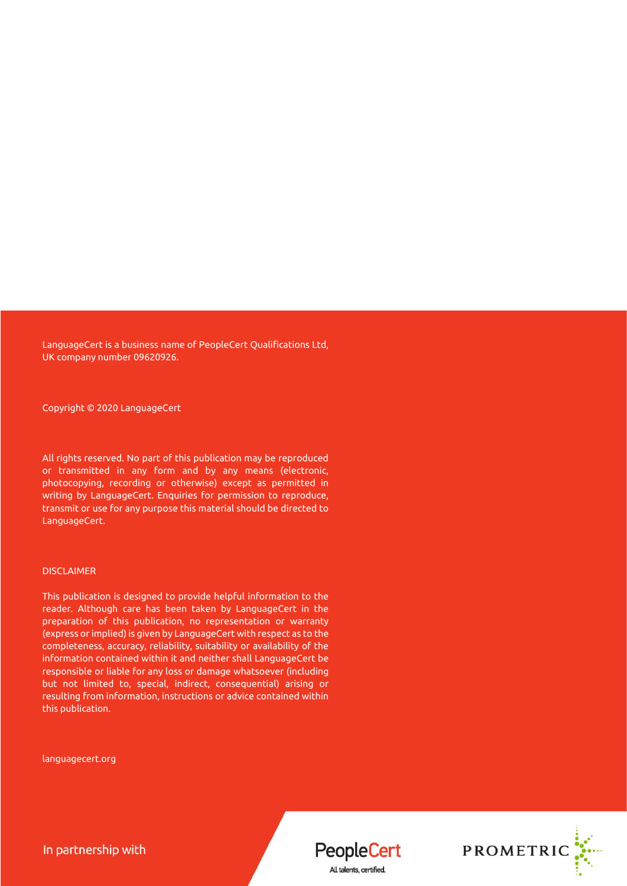LanguageCert is a business name of PeopleCert Qualifications Ltd, UK company number 09620926.

Copyright © 2020 LanguageCert

All rights reserved. No part of this publication may be reproduced or transmitted in any form and by any means (electronic, photocopying, recording or otherwise) except as permitted in writing by LanguageCert. Enquiries for permission to reproduce, transmit or use for any purpose this material should be directed to LanguageCert.

DISCLAIMER

This publication is designed to provide helpful information to the reader. Although care has been taken by LanguageCert in the preparation of this publication, no representation or warranty (express or implied) is given by LanguageCert with respect as to the completeness, accuracy, reliability, suitability or availability of the information contained within it and neither shall LanguageCert be responsible or liable for any loss or damage whatsoever (including but not limited to, special, indirect, consequential) arising or resulting from information, instructions or advice contained within this publication.

languagecert.org

In partnership with

PeopleCert
All talents, certified.

PROMETRIC